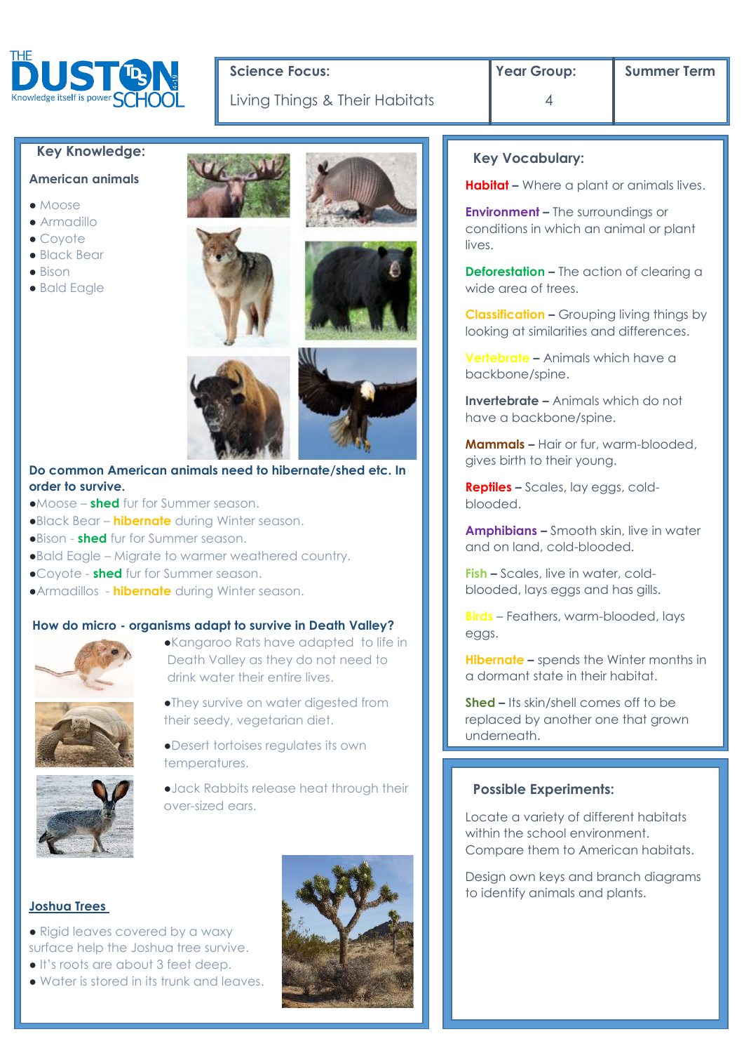THE DUSTON SCHOOL
Knowledge itself is power

| Science Focus: Living Things & Their Habitats | Year Group: 4 | Summer Term |
| --- | --- | --- |

## Key Knowledge:

### American animals

- Moose
- Armadillo
- Coyote
- Black Bear
- Bison
- Bald Eagle

### Do common American animals need to hibernate/shed etc. In order to survive.

- Moose – **shed** fur for Summer season.
- Black Bear – **hibernate** during Winter season.
- Bison - **shed** fur for Summer season.
- Bald Eagle – Migrate to warmer weathered country.
- Coyote - **shed** fur for Summer season.
- Armadillos - **hibernate** during Winter season.

### How do micro - organisms adapt to survive in Death Valley?

- Kangaroo Rats have adapted to life in Death Valley as they do not need to drink water their entire lives.
- They survive on water digested from their seedy, vegetarian diet.
- Desert tortoises regulates its own temperatures.
- Jack Rabbits release heat through their over-sized ears.

### Joshua Trees

- Rigid leaves covered by a waxy surface help the Joshua tree survive.
- It's roots are about 3 feet deep.
- Water is stored in its trunk and leaves.

## Key Vocabulary:

**Habitat** – Where a plant or animals lives.

**Environment** – The surroundings or conditions in which an animal or plant lives.

**Deforestation** – The action of clearing a wide area of trees.

**Classification** – Grouping living things by looking at similarities and differences.

**Vertebrate** – Animals which have a backbone/spine.

**Invertebrate** – Animals which do not have a backbone/spine.

**Mammals** – Hair or fur, warm-blooded, gives birth to their young.

**Reptiles** – Scales, lay eggs, cold-blooded.

**Amphibians** – Smooth skin, live in water and on land, cold-blooded.

**Fish** – Scales, live in water, cold-blooded, lays eggs and has gills.

**Birds** – Feathers, warm-blooded, lays eggs.

**Hibernate** – spends the Winter months in a dormant state in their habitat.

**Shed** – Its skin/shell comes off to be replaced by another one that grown underneath.

## Possible Experiments:

Locate a variety of different habitats within the school environment. Compare them to American habitats.

Design own keys and branch diagrams to identify animals and plants.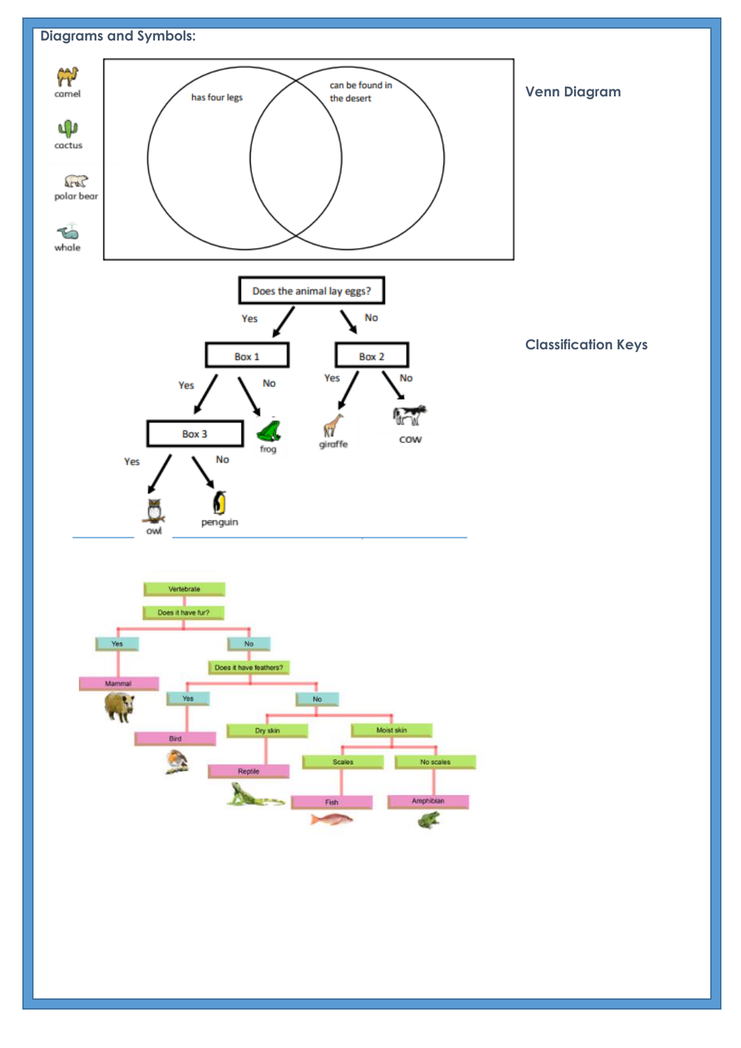## Diagrams and Symbols:

camel

cactus

polar bear

whale

has four legs

can be found in the desert

**Venn Diagram**

Does the animal lay eggs?

Yes

No

Box 1

Box 2

Yes

No

Yes

No

Box 3

frog

giraffe

cow

Yes

No

owl

penguin

**Classification Keys**

Vertebrate

Does it have fur?

Yes

No

Mammal

Does it have feathers?

Yes

No

Bird

Dry skin

Moist skin

Reptile

Scales

No scales

Fish

Amphibian